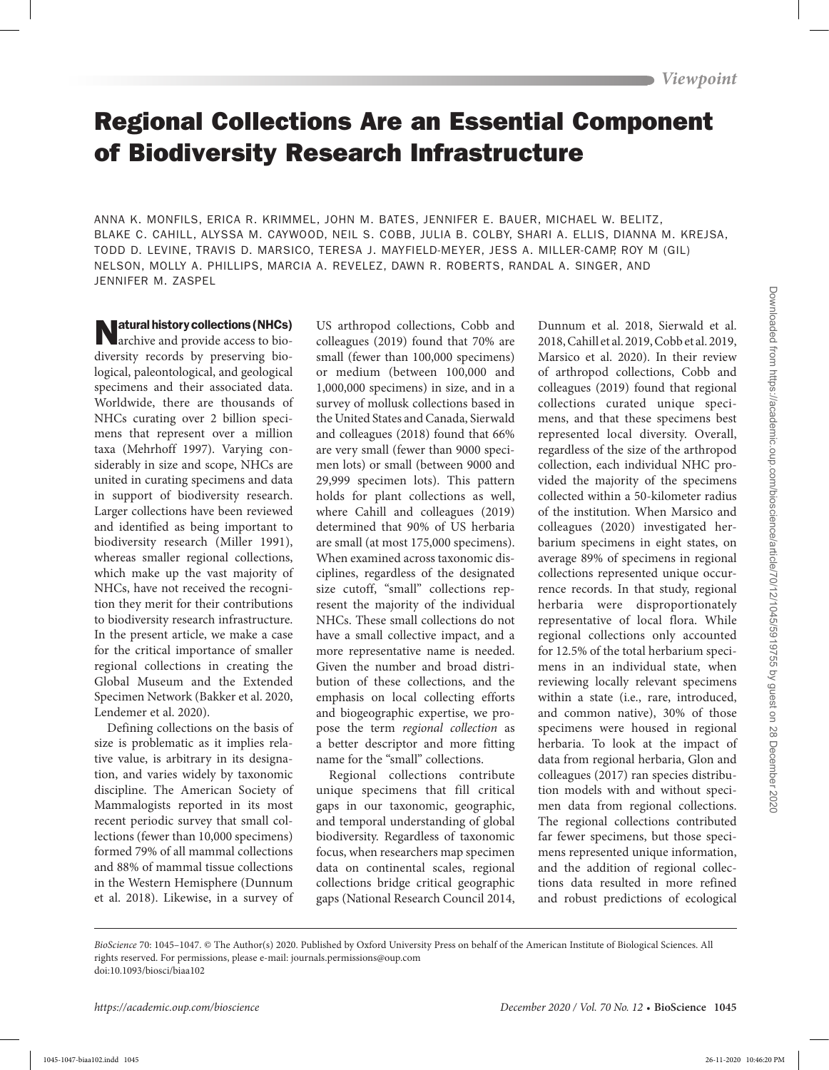Viewpoint

# Regional Collections Are an Essential Component of Biodiversity Research Infrastructure

ANNA K. MONFILS, ERICA R. KRIMMEL, JOHN M. BATES, JENNIFER E. BAUER, MICHAEL W. BELITZ, BLAKE C. CAHILL, ALYSSA M. CAYWOOD, NEIL S. COBB, JULIA B. COLBY, SHARI A. ELLIS, DIANNA M. KREJSA, TODD D. LEVINE, TRAVIS D. MARSICO, TERESA J. MAYFIELD-MEYER, JESS A. MILLER-CAMP, ROY M (GIL) NELSON, MOLLY A. PHILLIPS, MARCIA A. REVELEZ, DAWN R. ROBERTS, RANDAL A. SINGER, AND JENNIFER M. ZASPEL

**Natural history collections (NHCs)** archive and provide access to biodiversity records by preserving biological, paleontological, and geological specimens and their associated data. Worldwide, there are thousands of NHCs curating over 2 billion specimens that represent over a million taxa (Mehrhoff 1997). Varying considerably in size and scope, NHCs are united in curating specimens and data in support of biodiversity research. Larger collections have been reviewed and identified as being important to biodiversity research (Miller 1991), whereas smaller regional collections, which make up the vast majority of NHCs, have not received the recognition they merit for their contributions to biodiversity research infrastructure. In the present article, we make a case for the critical importance of smaller regional collections in creating the Global Museum and the Extended Specimen Network (Bakker et al. 2020, Lendemer et al. 2020).

Defining collections on the basis of size is problematic as it implies relative value, is arbitrary in its designation, and varies widely by taxonomic discipline. The American Society of Mammalogists reported in its most recent periodic survey that small collections (fewer than 10,000 specimens) formed 79% of all mammal collections and 88% of mammal tissue collections in the Western Hemisphere (Dunnum et al. 2018). Likewise, in a survey of US arthropod collections, Cobb and colleagues (2019) found that 70% are small (fewer than 100,000 specimens) or medium (between 100,000 and 1,000,000 specimens) in size, and in a survey of mollusk collections based in the United States and Canada, Sierwald and colleagues (2018) found that 66% are very small (fewer than 9000 specimen lots) or small (between 9000 and 29,999 specimen lots). This pattern holds for plant collections as well, where Cahill and colleagues (2019) determined that 90% of US herbaria are small (at most 175,000 specimens). When examined across taxonomic disciplines, regardless of the designated size cutoff, "small" collections represent the majority of the individual NHCs. These small collections do not have a small collective impact, and a more representative name is needed. Given the number and broad distribution of these collections, and the emphasis on local collecting efforts and biogeographic expertise, we propose the term *regional collection* as a better descriptor and more fitting name for the "small" collections.

Regional collections contribute unique specimens that fill critical gaps in our taxonomic, geographic, and temporal understanding of global biodiversity. Regardless of taxonomic focus, when researchers map specimen data on continental scales, regional collections bridge critical geographic gaps (National Research Council 2014, Dunnum et al. 2018, Sierwald et al. 2018, Cahill et al. 2019, Cobb et al. 2019, Marsico et al. 2020). In their review of arthropod collections, Cobb and colleagues (2019) found that regional collections curated unique specimens, and that these specimens best represented local diversity. Overall, regardless of the size of the arthropod collection, each individual NHC provided the majority of the specimens collected within a 50-kilometer radius of the institution. When Marsico and colleagues (2020) investigated herbarium specimens in eight states, on average 89% of specimens in regional collections represented unique occurrence records. In that study, regional herbaria were disproportionately representative of local flora. While regional collections only accounted for 12.5% of the total herbarium specimens in an individual state, when reviewing locally relevant specimens within a state (i.e., rare, introduced, and common native), 30% of those specimens were housed in regional herbaria. To look at the impact of data from regional herbaria, Glon and colleagues (2017) ran species distribution models with and without specimen data from regional collections. The regional collections contributed far fewer specimens, but those specimens represented unique information, and the addition of regional collections data resulted in more refined and robust predictions of ecological

*BioScience* 70: 1045–1047. © The Author(s) 2020. Published by Oxford University Press on behalf of the American Institute of Biological Sciences. All rights reserved. For permissions, please e-mail: journals.permissions@oup.com
doi:10.1093/biosci/biaa102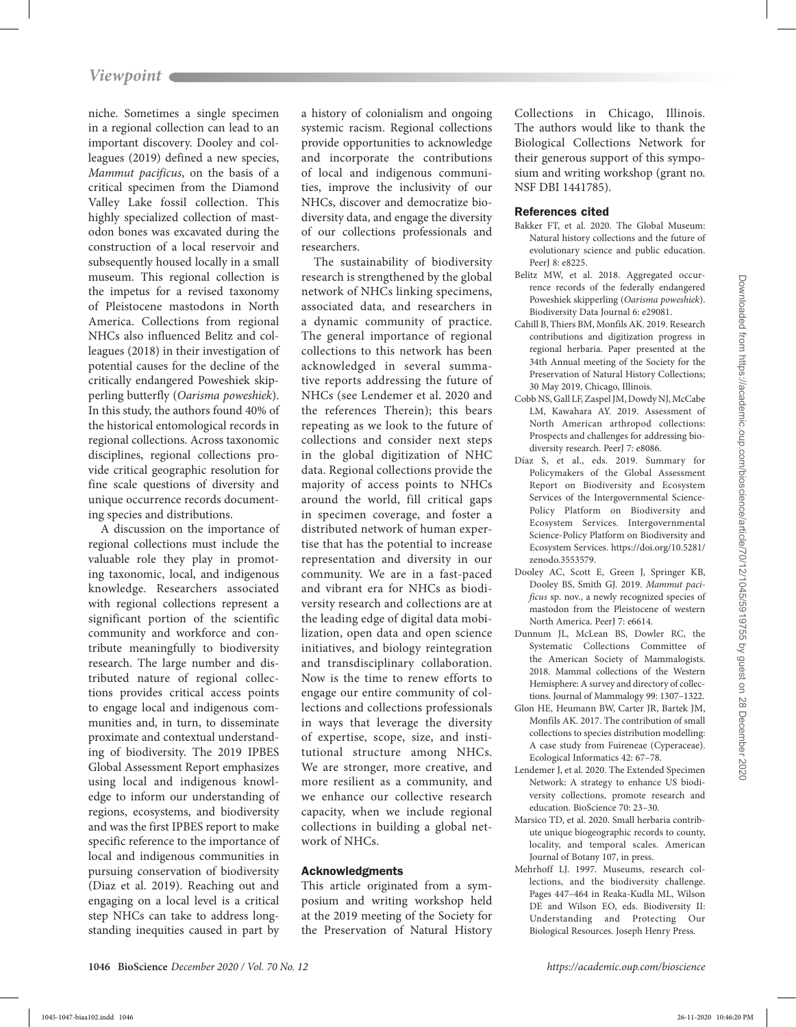niche. Sometimes a single specimen in a regional collection can lead to an important discovery. Dooley and colleagues (2019) defined a new species, *Mammut pacificus*, on the basis of a critical specimen from the Diamond Valley Lake fossil collection. This highly specialized collection of mastodon bones was excavated during the construction of a local reservoir and subsequently housed locally in a small museum. This regional collection is the impetus for a revised taxonomy of Pleistocene mastodons in North America. Collections from regional NHCs also influenced Belitz and colleagues (2018) in their investigation of potential causes for the decline of the critically endangered Poweshiek skipperling butterfly (*Oarisma poweshiek*). In this study, the authors found 40% of the historical entomological records in regional collections. Across taxonomic disciplines, regional collections provide critical geographic resolution for fine scale questions of diversity and unique occurrence records documenting species and distributions.

A discussion on the importance of regional collections must include the valuable role they play in promoting taxonomic, local, and indigenous knowledge. Researchers associated with regional collections represent a significant portion of the scientific community and workforce and contribute meaningfully to biodiversity research. The large number and distributed nature of regional collections provides critical access points to engage local and indigenous communities and, in turn, to disseminate proximate and contextual understanding of biodiversity. The 2019 IPBES Global Assessment Report emphasizes using local and indigenous knowledge to inform our understanding of regions, ecosystems, and biodiversity and was the first IPBES report to make specific reference to the importance of local and indigenous communities in pursuing conservation of biodiversity (Diaz et al. 2019). Reaching out and engaging on a local level is a critical step NHCs can take to address longstanding inequities caused in part by a history of colonialism and ongoing systemic racism. Regional collections provide opportunities to acknowledge and incorporate the contributions of local and indigenous communities, improve the inclusivity of our NHCs, discover and democratize biodiversity data, and engage the diversity of our collections professionals and researchers.

The sustainability of biodiversity research is strengthened by the global network of NHCs linking specimens, associated data, and researchers in a dynamic community of practice. The general importance of regional collections to this network has been acknowledged in several summative reports addressing the future of NHCs (see Lendemer et al. 2020 and the references Therein); this bears repeating as we look to the future of collections and consider next steps in the global digitization of NHC data. Regional collections provide the majority of access points to NHCs around the world, fill critical gaps in specimen coverage, and foster a distributed network of human expertise that has the potential to increase representation and diversity in our community. We are in a fast-paced and vibrant era for NHCs as biodiversity research and collections are at the leading edge of digital data mobilization, open data and open science initiatives, and biology reintegration and transdisciplinary collaboration. Now is the time to renew efforts to engage our entire community of collections and collections professionals in ways that leverage the diversity of expertise, scope, size, and institutional structure among NHCs. We are stronger, more creative, and more resilient as a community, and we enhance our collective research capacity, when we include regional collections in building a global network of NHCs.

## Acknowledgments

This article originated from a symposium and writing workshop held at the 2019 meeting of the Society for the Preservation of Natural History Collections in Chicago, Illinois. The authors would like to thank the Biological Collections Network for their generous support of this symposium and writing workshop (grant no. NSF DBI 1441785).

## References cited

Bakker FT, et al. 2020. The Global Museum: Natural history collections and the future of evolutionary science and public education. PeerJ 8: e8225.

Belitz MW, et al. 2018. Aggregated occurrence records of the federally endangered Poweshiek skipperling (*Oarisma poweshiek*). Biodiversity Data Journal 6: e29081.

Cahill B, Thiers BM, Monfils AK. 2019. Research contributions and digitization progress in regional herbaria. Paper presented at the 34th Annual meeting of the Society for the Preservation of Natural History Collections; 30 May 2019, Chicago, Illinois.

Cobb NS, Gall LF, Zaspel JM, Dowdy NJ, McCabe LM, Kawahara AY. 2019. Assessment of North American arthropod collections: Prospects and challenges for addressing biodiversity research. PeerJ 7: e8086.

Díaz S, et al., eds. 2019. Summary for Policymakers of the Global Assessment Report on Biodiversity and Ecosystem Services of the Intergovernmental Science-Policy Platform on Biodiversity and Ecosystem Services. Intergovernmental Science-Policy Platform on Biodiversity and Ecosystem Services. https://doi.org/10.5281/zenodo.3553579.

Dooley AC, Scott E, Green J, Springer KB, Dooley BS, Smith GJ. 2019. *Mammut pacificus* sp. nov., a newly recognized species of mastodon from the Pleistocene of western North America. PeerJ 7: e6614.

Dunnum JL, McLean BS, Dowler RC, the Systematic Collections Committee of the American Society of Mammalogists. 2018. Mammal collections of the Western Hemisphere: A survey and directory of collections. Journal of Mammalogy 99: 1307–1322.

Glon HE, Heumann BW, Carter JR, Bartek JM, Monfils AK. 2017. The contribution of small collections to species distribution modelling: A case study from Fuireneae (Cyperaceae). Ecological Informatics 42: 67–78.

Lendemer J, et al. 2020. The Extended Specimen Network: A strategy to enhance US biodiversity collections, promote research and education. BioScience 70: 23–30.

Marsico TD, et al. 2020. Small herbaria contribute unique biogeographic records to county, locality, and temporal scales. American Journal of Botany 107, in press.

Mehrhoff LJ. 1997. Museums, research collections, and the biodiversity challenge. Pages 447–464 in Reaka-Kudla ML, Wilson DE and Wilson EO, eds. Biodiversity II: Understanding and Protecting Our Biological Resources. Joseph Henry Press.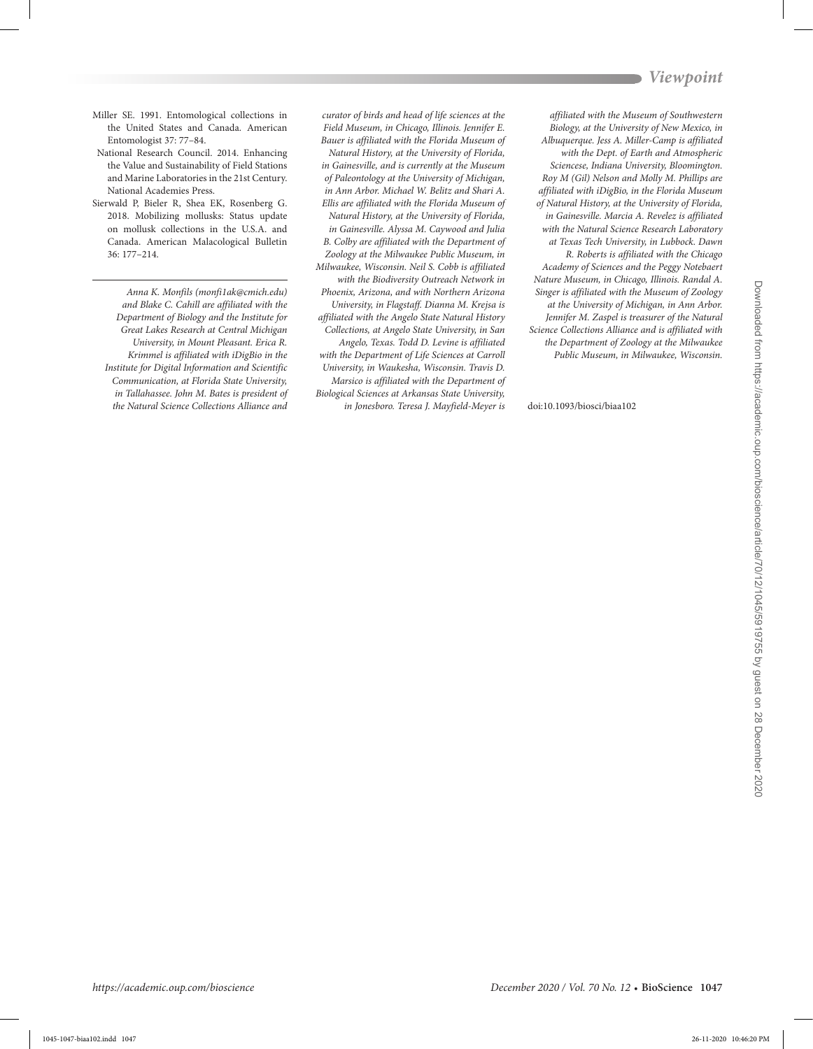Miller SE. 1991. Entomological collections in the United States and Canada. American Entomologist 37: 77–84.

National Research Council. 2014. Enhancing the Value and Sustainability of Field Stations and Marine Laboratories in the 21st Century. National Academies Press.

Sierwald P, Bieler R, Shea EK, Rosenberg G. 2018. Mobilizing mollusks: Status update on mollusk collections in the U.S.A. and Canada. American Malacological Bulletin 36: 177–214.

---

*Anna K. Monfils (monfi1ak@cmich.edu) and Blake C. Cahill are affiliated with the Department of Biology and the Institute for Great Lakes Research at Central Michigan University, in Mount Pleasant. Erica R. Krimmel is affiliated with iDigBio in the Institute for Digital Information and Scientific Communication, at Florida State University, in Tallahassee. John M. Bates is president of the Natural Science Collections Alliance and curator of birds and head of life sciences at the Field Museum, in Chicago, Illinois. Jennifer E. Bauer is affiliated with the Florida Museum of Natural History, at the University of Florida, in Gainesville, and is currently at the Museum of Paleontology at the University of Michigan, in Ann Arbor. Michael W. Belitz and Shari A. Ellis are affiliated with the Florida Museum of Natural History, at the University of Florida, in Gainesville. Alyssa M. Caywood and Julia B. Colby are affiliated with the Department of Zoology at the Milwaukee Public Museum, in Milwaukee, Wisconsin. Neil S. Cobb is affiliated with the Biodiversity Outreach Network in Phoenix, Arizona, and with Northern Arizona University, in Flagstaff. Dianna M. Krejsa is affiliated with the Angelo State Natural History Collections, at Angelo State University, in San Angelo, Texas. Todd D. Levine is affiliated with the Department of Life Sciences at Carroll University, in Waukesha, Wisconsin. Travis D. Marsico is affiliated with the Department of Biological Sciences at Arkansas State University, in Jonesboro. Teresa J. Mayfield-Meyer is affiliated with the Museum of Southwestern Biology, at the University of New Mexico, in Albuquerque. Jess A. Miller-Camp is affiliated with the Dept. of Earth and Atmospheric Sciencese, Indiana University, Bloomington. Roy M (Gil) Nelson and Molly M. Phillips are affiliated with iDigBio, in the Florida Museum of Natural History, at the University of Florida, in Gainesville. Marcia A. Revelez is affiliated with the Natural Science Research Laboratory at Texas Tech University, in Lubbock. Dawn R. Roberts is affiliated with the Chicago Academy of Sciences and the Peggy Notebaert Nature Museum, in Chicago, Illinois. Randal A. Singer is affiliated with the Museum of Zoology at the University of Michigan, in Ann Arbor. Jennifer M. Zaspel is treasurer of the Natural Science Collections Alliance and is affiliated with the Department of Zoology at the Milwaukee Public Museum, in Milwaukee, Wisconsin.*

doi:10.1093/biosci/biaa102